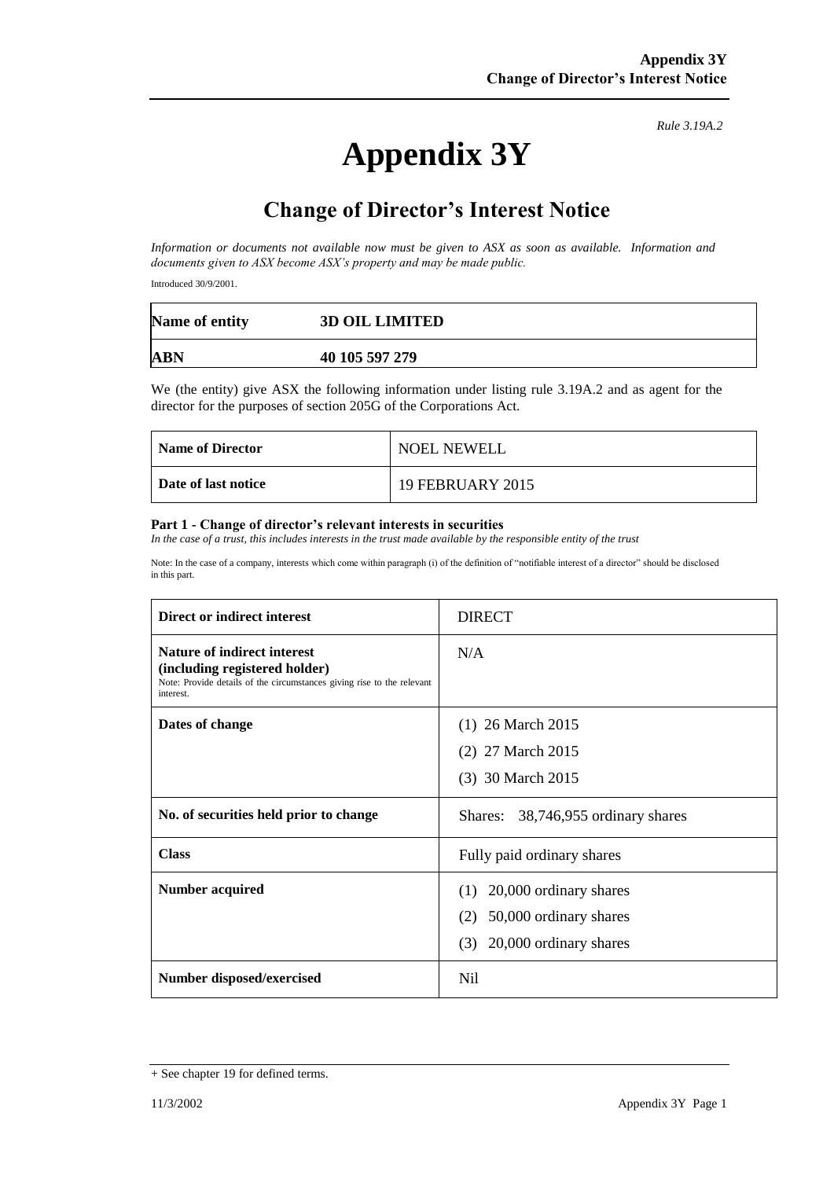*Rule 3.19A.2*

# Appendix 3Y

## Change of Director's Interest Notice

*Information or documents not available now must be given to ASX as soon as available. Information and documents given to ASX become ASX's property and may be made public.*

Introduced 30/9/2001.

| **Name of entity** | **3D OIL LIMITED** |
|---|---|
| **ABN** | **40 105 597 279** |

We (the entity) give ASX the following information under listing rule 3.19A.2 and as agent for the director for the purposes of section 205G of the Corporations Act.

| **Name of Director** | NOEL NEWELL |
|---|---|
| **Date of last notice** | 19 FEBRUARY 2015 |

### Part 1 - Change of director's relevant interests in securities

*In the case of a trust, this includes interests in the trust made available by the responsible entity of the trust*

Note: In the case of a company, interests which come within paragraph (i) of the definition of "notifiable interest of a director" should be disclosed in this part.

| **Direct or indirect interest** | DIRECT |
|---|---|
| **Nature of indirect interest (including registered holder)** Note: Provide details of the circumstances giving rise to the relevant interest. | N/A |
| **Dates of change** | (1) 26 March 2015<br>(2) 27 March 2015<br>(3) 30 March 2015 |
| **No. of securities held prior to change** | Shares: 38,746,955 ordinary shares |
| **Class** | Fully paid ordinary shares |
| **Number acquired** | (1) 20,000 ordinary shares<br>(2) 50,000 ordinary shares<br>(3) 20,000 ordinary shares |
| **Number disposed/exercised** | Nil |

+ See chapter 19 for defined terms.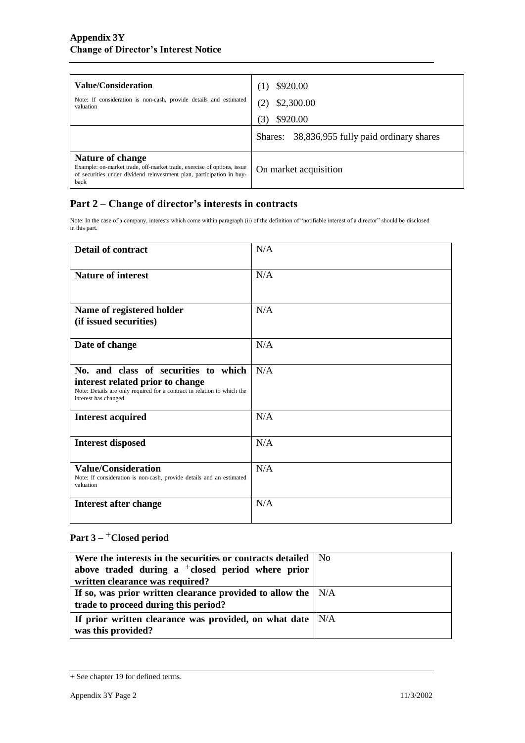| | |
|---|---|
| **Value/Consideration**<br>Note: If consideration is non-cash, provide details and estimated valuation | (1) \$920.00<br>(2) \$2,300.00<br>(3) \$920.00 |
| | Shares: 38,836,955 fully paid ordinary shares |
| **Nature of change**<br>Example: on-market trade, off-market trade, exercise of options, issue of securities under dividend reinvestment plan, participation in buy-back | On market acquisition |

## Part 2 – Change of director's interests in contracts

Note: In the case of a company, interests which come within paragraph (ii) of the definition of "notifiable interest of a director" should be disclosed in this part.

| | |
|---|---|
| **Detail of contract** | N/A |
| **Nature of interest** | N/A |
| **Name of registered holder (if issued securities)** | N/A |
| **Date of change** | N/A |
| **No. and class of securities to which interest related prior to change**<br>Note: Details are only required for a contract in relation to which the interest has changed | N/A |
| **Interest acquired** | N/A |
| **Interest disposed** | N/A |
| **Value/Consideration**<br>Note: If consideration is non-cash, provide details and an estimated valuation | N/A |
| **Interest after change** | N/A |

## Part 3 – +Closed period

| | |
|---|---|
| **Were the interests in the securities or contracts detailed above traded during a +closed period where prior written clearance was required?** | No |
| **If so, was prior written clearance provided to allow the trade to proceed during this period?** | N/A |
| **If prior written clearance was provided, on what date was this provided?** | N/A |

+ See chapter 19 for defined terms.